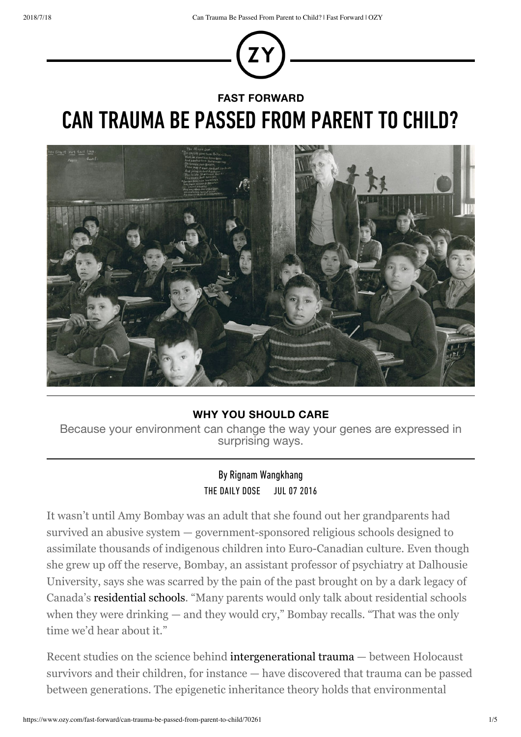**FAST FORWARD**

# CAN TRAUMA BE PASSED FROM PARENT TO CHILD?

**WHY YOU SHOULD CARE**

Because your environment can change the way your genes are expressed in surprising ways.

By Rignam Wangkhang

THE DAILY DOSE JUL 07 2016

It wasn't until Amy Bombay was an adult that she found out her grandparents had survived an abusive system — government-sponsored religious schools designed to assimilate thousands of indigenous children into Euro-Canadian culture. Even though she grew up off the reserve, Bombay, an assistant professor of psychiatry at Dalhousie University, says she was scarred by the pain of the past brought on by a dark legacy of Canada's residential schools. "Many parents would only talk about residential schools when they were drinking — and they would cry," Bombay recalls. "That was the only time we'd hear about it."

Recent studies on the science behind intergenerational trauma — between Holocaust survivors and their children, for instance — have discovered that trauma can be passed between generations. The epigenetic inheritance theory holds that environmental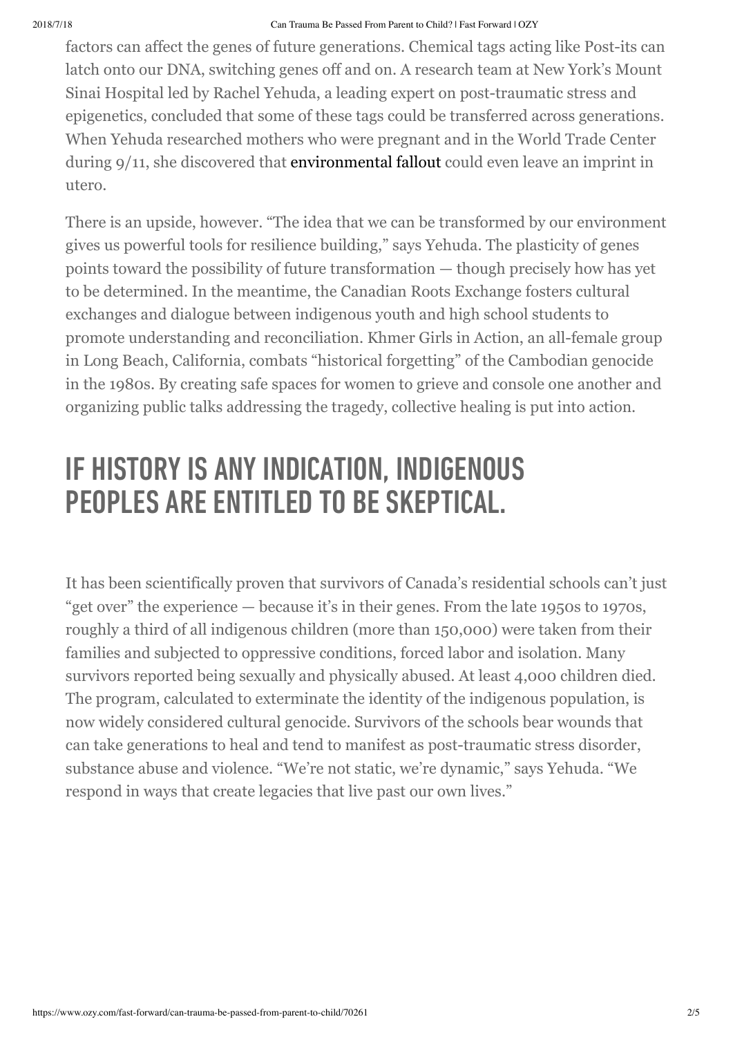factors can affect the genes of future generations. Chemical tags acting like Post-its can latch onto our DNA, switching genes off and on. A research team at New York's Mount Sinai Hospital led by Rachel Yehuda, a leading expert on post-traumatic stress and epigenetics, concluded that some of these tags could be transferred across generations. When Yehuda researched mothers who were pregnant and in the World Trade Center during 9/11, she discovered that environmental fallout could even leave an imprint in utero.

There is an upside, however. "The idea that we can be transformed by our environment gives us powerful tools for resilience building," says Yehuda. The plasticity of genes points toward the possibility of future transformation — though precisely how has yet to be determined. In the meantime, the Canadian Roots Exchange fosters cultural exchanges and dialogue between indigenous youth and high school students to promote understanding and reconciliation. Khmer Girls in Action, an all-female group in Long Beach, California, combats "historical forgetting" of the Cambodian genocide in the 1980s. By creating safe spaces for women to grieve and console one another and organizing public talks addressing the tragedy, collective healing is put into action.

## IF HISTORY IS ANY INDICATION, INDIGENOUS PEOPLES ARE ENTITLED TO BE SKEPTICAL.

It has been scientifically proven that survivors of Canada's residential schools can't just "get over" the experience — because it's in their genes. From the late 1950s to 1970s, roughly a third of all indigenous children (more than 150,000) were taken from their families and subjected to oppressive conditions, forced labor and isolation. Many survivors reported being sexually and physically abused. At least 4,000 children died. The program, calculated to exterminate the identity of the indigenous population, is now widely considered cultural genocide. Survivors of the schools bear wounds that can take generations to heal and tend to manifest as post-traumatic stress disorder, substance abuse and violence. "We're not static, we're dynamic," says Yehuda. "We respond in ways that create legacies that live past our own lives."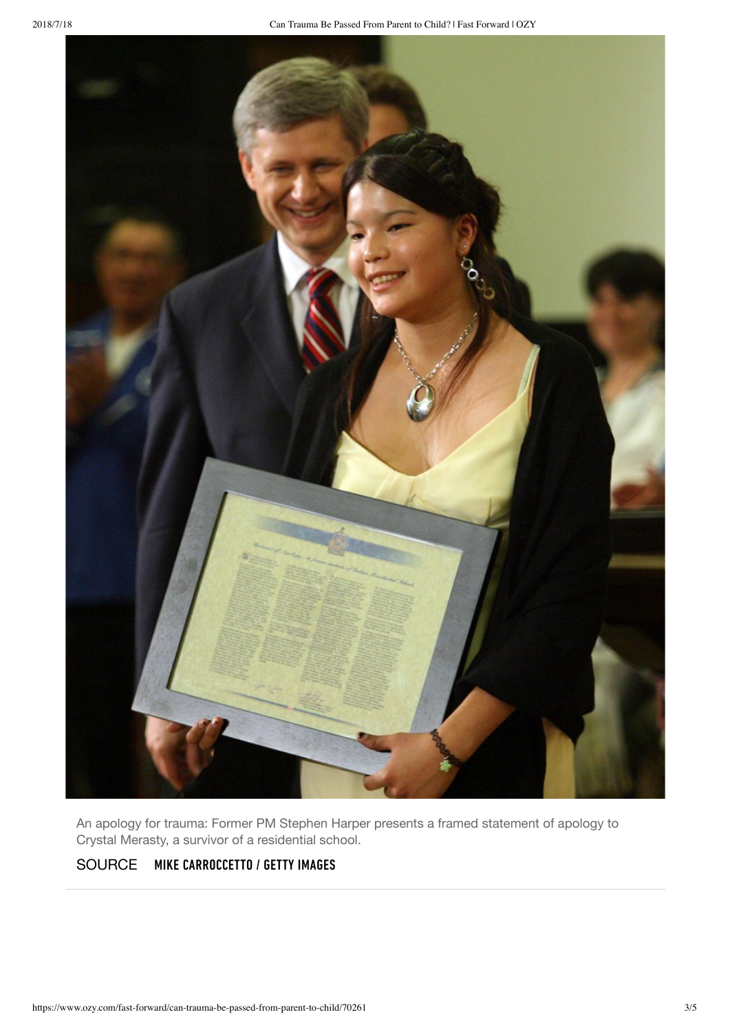An apology for trauma: Former PM Stephen Harper presents a framed statement of apology to Crystal Merasty, a survivor of a residential school.

SOURCE MIKE CARROCCETTO / GETTY IMAGES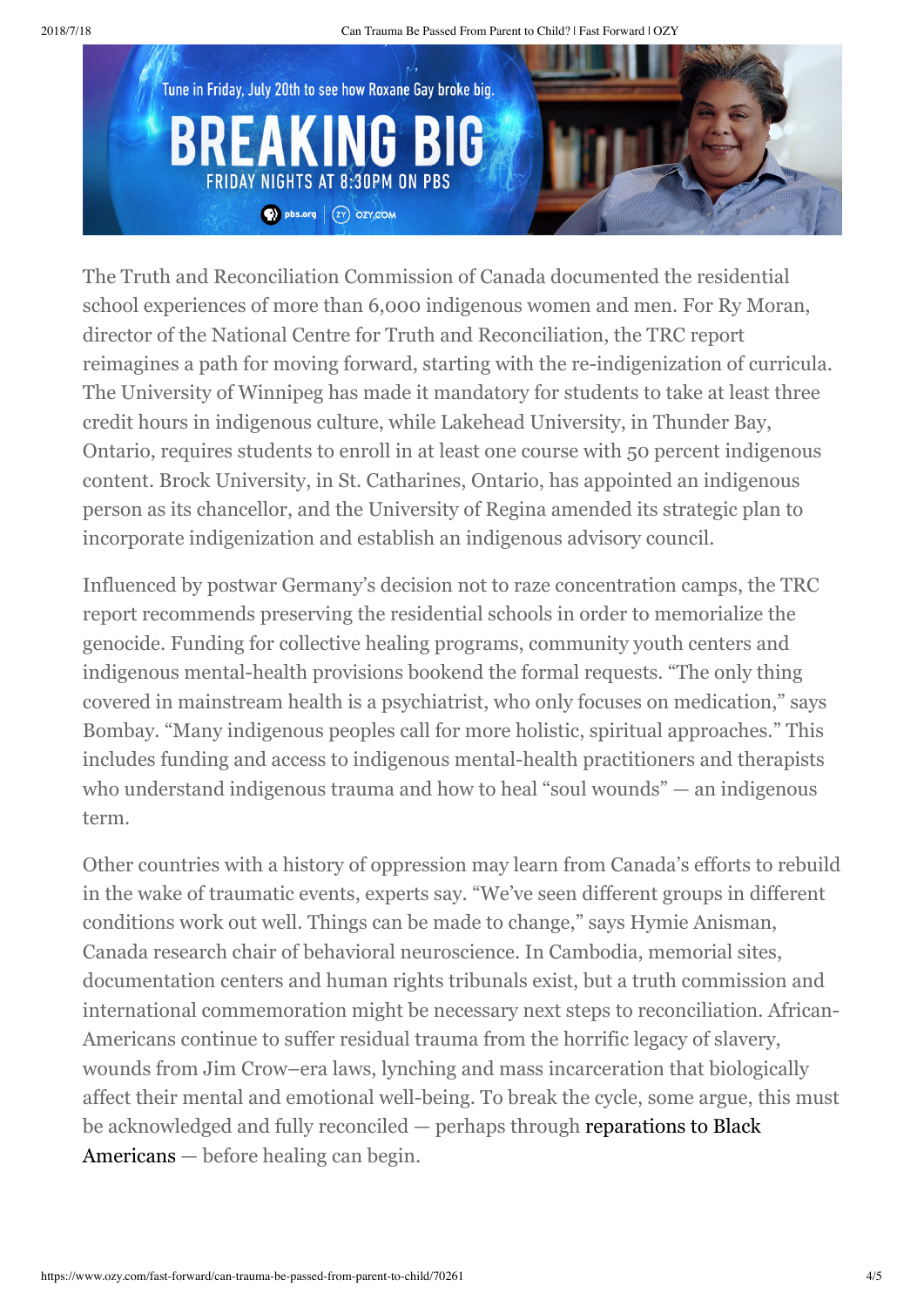The Truth and Reconciliation Commission of Canada documented the residential school experiences of more than 6,000 indigenous women and men. For Ry Moran, director of the National Centre for Truth and Reconciliation, the TRC report reimagines a path for moving forward, starting with the re-indigenization of curricula. The University of Winnipeg has made it mandatory for students to take at least three credit hours in indigenous culture, while Lakehead University, in Thunder Bay, Ontario, requires students to enroll in at least one course with 50 percent indigenous content. Brock University, in St. Catharines, Ontario, has appointed an indigenous person as its chancellor, and the University of Regina amended its strategic plan to incorporate indigenization and establish an indigenous advisory council.

Influenced by postwar Germany's decision not to raze concentration camps, the TRC report recommends preserving the residential schools in order to memorialize the genocide. Funding for collective healing programs, community youth centers and indigenous mental-health provisions bookend the formal requests. "The only thing covered in mainstream health is a psychiatrist, who only focuses on medication," says Bombay. "Many indigenous peoples call for more holistic, spiritual approaches." This includes funding and access to indigenous mental-health practitioners and therapists who understand indigenous trauma and how to heal "soul wounds" — an indigenous term.

Other countries with a history of oppression may learn from Canada's efforts to rebuild in the wake of traumatic events, experts say. "We've seen different groups in different conditions work out well. Things can be made to change," says Hymie Anisman, Canada research chair of behavioral neuroscience. In Cambodia, memorial sites, documentation centers and human rights tribunals exist, but a truth commission and international commemoration might be necessary next steps to reconciliation. African-Americans continue to suffer residual trauma from the horrific legacy of slavery, wounds from Jim Crow–era laws, lynching and mass incarceration that biologically affect their mental and emotional well-being. To break the cycle, some argue, this must be acknowledged and fully reconciled — perhaps through **reparations to Black Americans** — before healing can begin.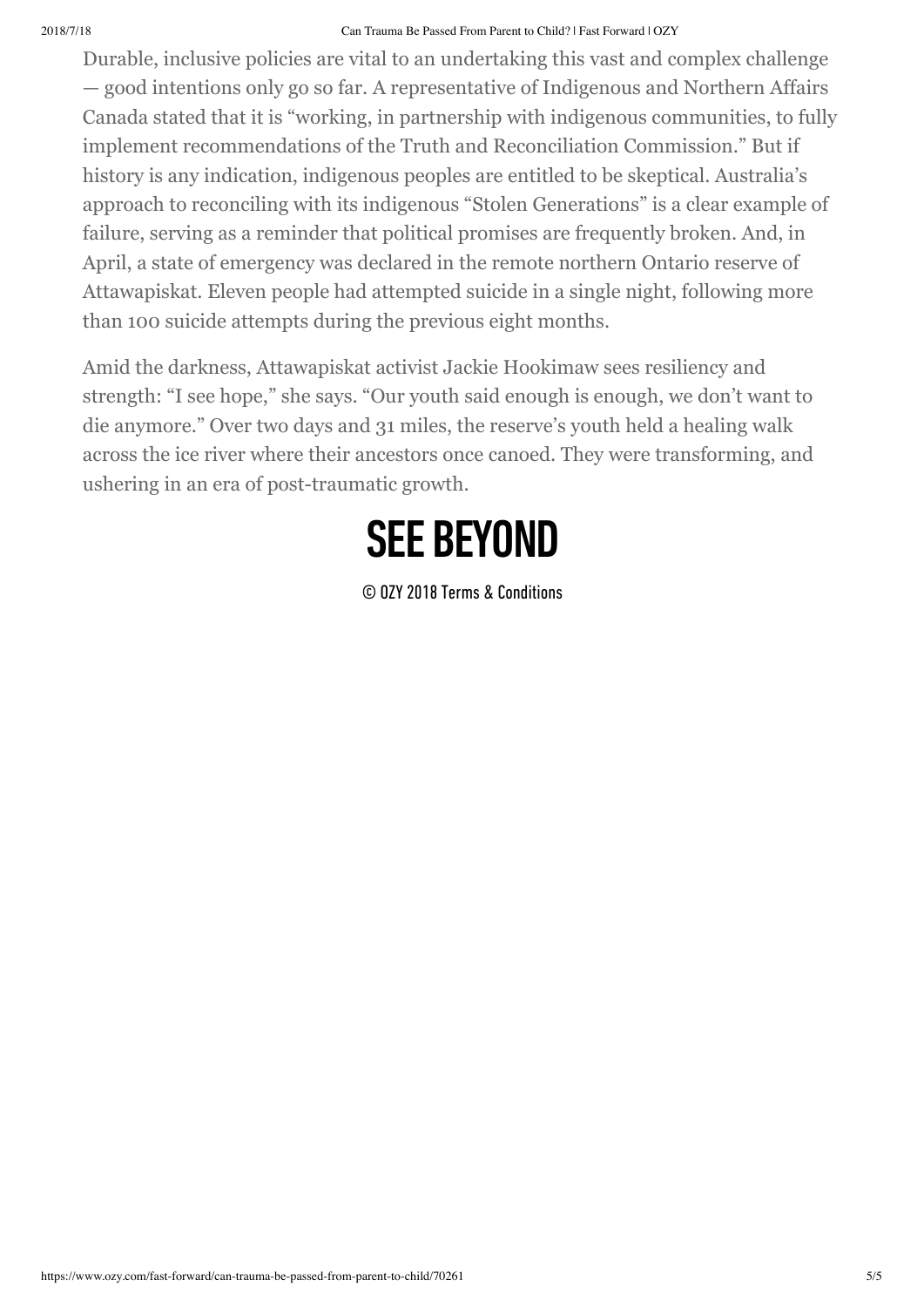Durable, inclusive policies are vital to an undertaking this vast and complex challenge — good intentions only go so far. A representative of Indigenous and Northern Affairs Canada stated that it is "working, in partnership with indigenous communities, to fully implement recommendations of the Truth and Reconciliation Commission." But if history is any indication, indigenous peoples are entitled to be skeptical. Australia's approach to reconciling with its indigenous "Stolen Generations" is a clear example of failure, serving as a reminder that political promises are frequently broken. And, in April, a state of emergency was declared in the remote northern Ontario reserve of Attawapiskat. Eleven people had attempted suicide in a single night, following more than 100 suicide attempts during the previous eight months.

Amid the darkness, Attawapiskat activist Jackie Hookimaw sees resiliency and strength: "I see hope," she says. "Our youth said enough is enough, we don't want to die anymore." Over two days and 31 miles, the reserve's youth held a healing walk across the ice river where their ancestors once canoed. They were transforming, and ushering in an era of post-traumatic growth.

**SEE BEYOND**

© OZY 2018 Terms & Conditions